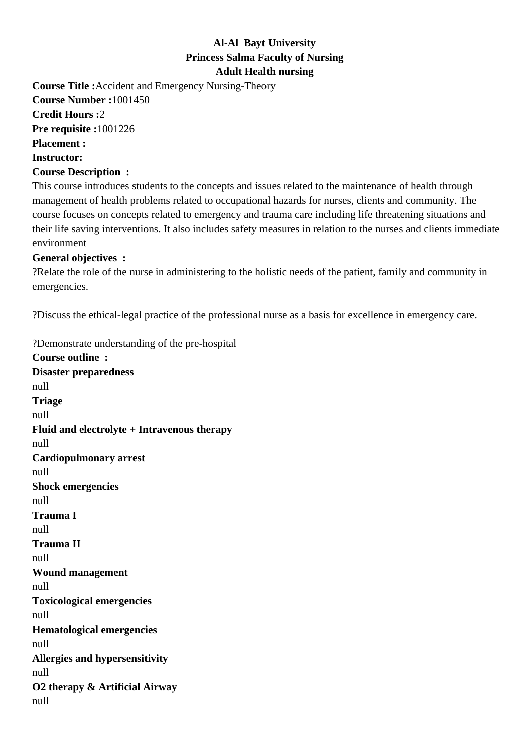**Al-Al Bayt University**
**Princess Salma Faculty of Nursing**
**Adult Health nursing**

**Course Title :**Accident and Emergency Nursing-Theory
**Course Number :**1001450
**Credit Hours :**2
**Pre requisite :**1001226
**Placement :**
**Instructor:**
**Course Description :**

This course introduces students to the concepts and issues related to the maintenance of health through management of health problems related to occupational hazards for nurses, clients and community. The course focuses on concepts related to emergency and trauma care including life threatening situations and their life saving interventions. It also includes safety measures in relation to the nurses and clients immediate environment

**General objectives :**

?Relate the role of the nurse in administering to the holistic needs of the patient, family and community in emergencies.

?Discuss the ethical-legal practice of the professional nurse as a basis for excellence in emergency care.

?Demonstrate understanding of the pre-hospital

**Course outline :**

**Disaster preparedness**
null
**Triage**
null
**Fluid and electrolyte + Intravenous therapy**
null
**Cardiopulmonary arrest**
null
**Shock emergencies**
null
**Trauma I**
null
**Trauma II**
null
**Wound management**
null
**Toxicological emergencies**
null
**Hematological emergencies**
null
**Allergies and hypersensitivity**
null
**O2 therapy & Artificial Airway**
null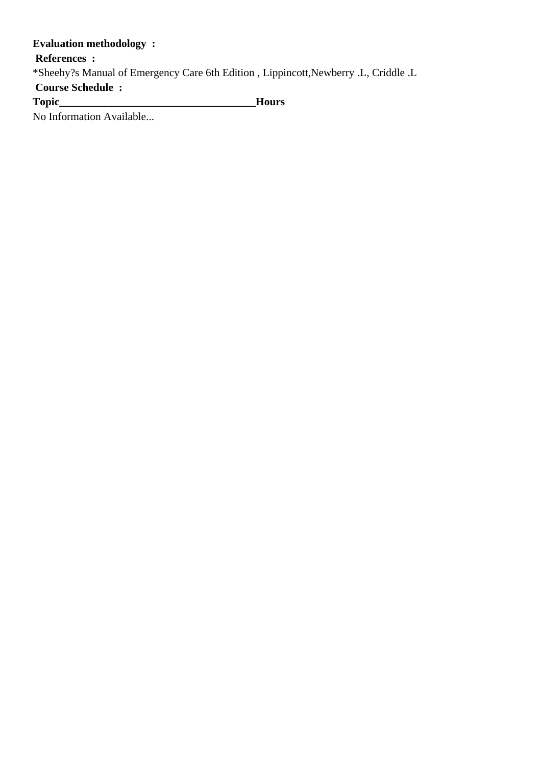**Evaluation methodology :**

**References :**

*Sheehy?s Manual of Emergency Care 6th Edition , Lippincott,Newberry .L, Criddle .L

**Course Schedule :**

**Topic___________________________________Hours**

No Information Available...